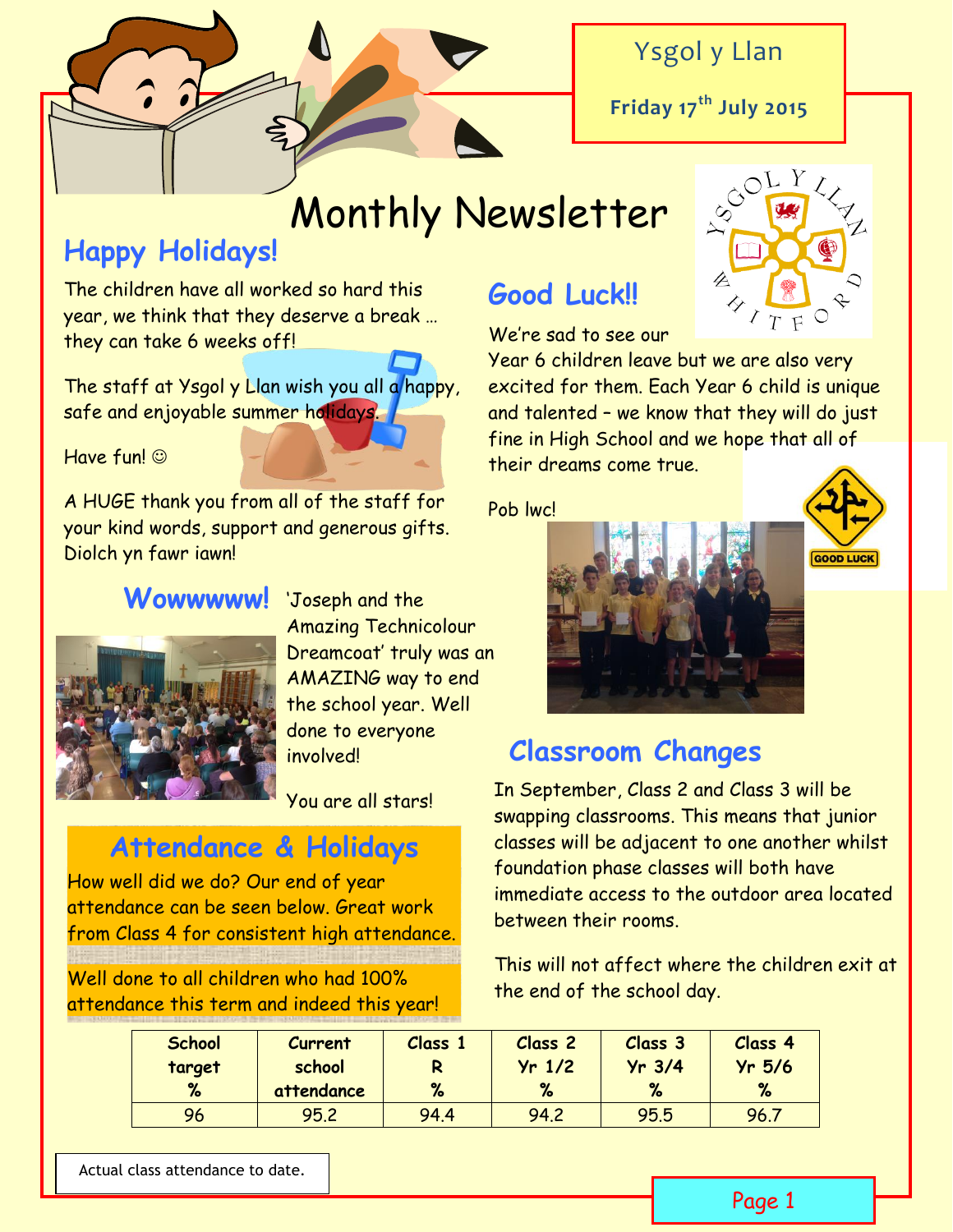Ysgol y Llan

**Friday 17th July 2015**

# Monthly Newsletter

## Happy Holidays!

The children have all worked so hard this year, we think that they deserve a break … they can take 6 weeks off!

The staff at Ysgol y Llan wish you all a happy, safe and enjoyable summer holidays.

Have fun! ☺

A HUGE thank you from all of the staff for your kind words, support and generous gifts. Diolch yn fawr iawn!

## Wowwwww!

'Joseph and the Amazing Technicolour Dreamcoat' truly was an AMAZING way to end the school year. Well done to everyone involved!

You are all stars!

## Good Luck!!

We're sad to see our Year 6 children leave but we are also very excited for them. Each Year 6 child is unique and talented – we know that they will do just fine in High School and we hope that all of their dreams come true.

Pob lwc!

## Classroom Changes

In September, Class 2 and Class 3 will be swapping classrooms. This means that junior classes will be adjacent to one another whilst foundation phase classes will both have immediate access to the outdoor area located between their rooms.

This will not affect where the children exit at the end of the school day.

## Attendance & Holidays

How well did we do? Our end of year attendance can be seen below. Great work from Class 4 for consistent high attendance.

Well done to all children who had 100% attendance this term and indeed this year!

| School target % | Current school attendance | Class 1 R % | Class 2 Yr 1/2 % | Class 3 Yr 3/4 % | Class 4 Yr 5/6 % |
|---|---|---|---|---|---|
| 96 | 95.2 | 94.4 | 94.2 | 95.5 | 96.7 |

Actual class attendance to date.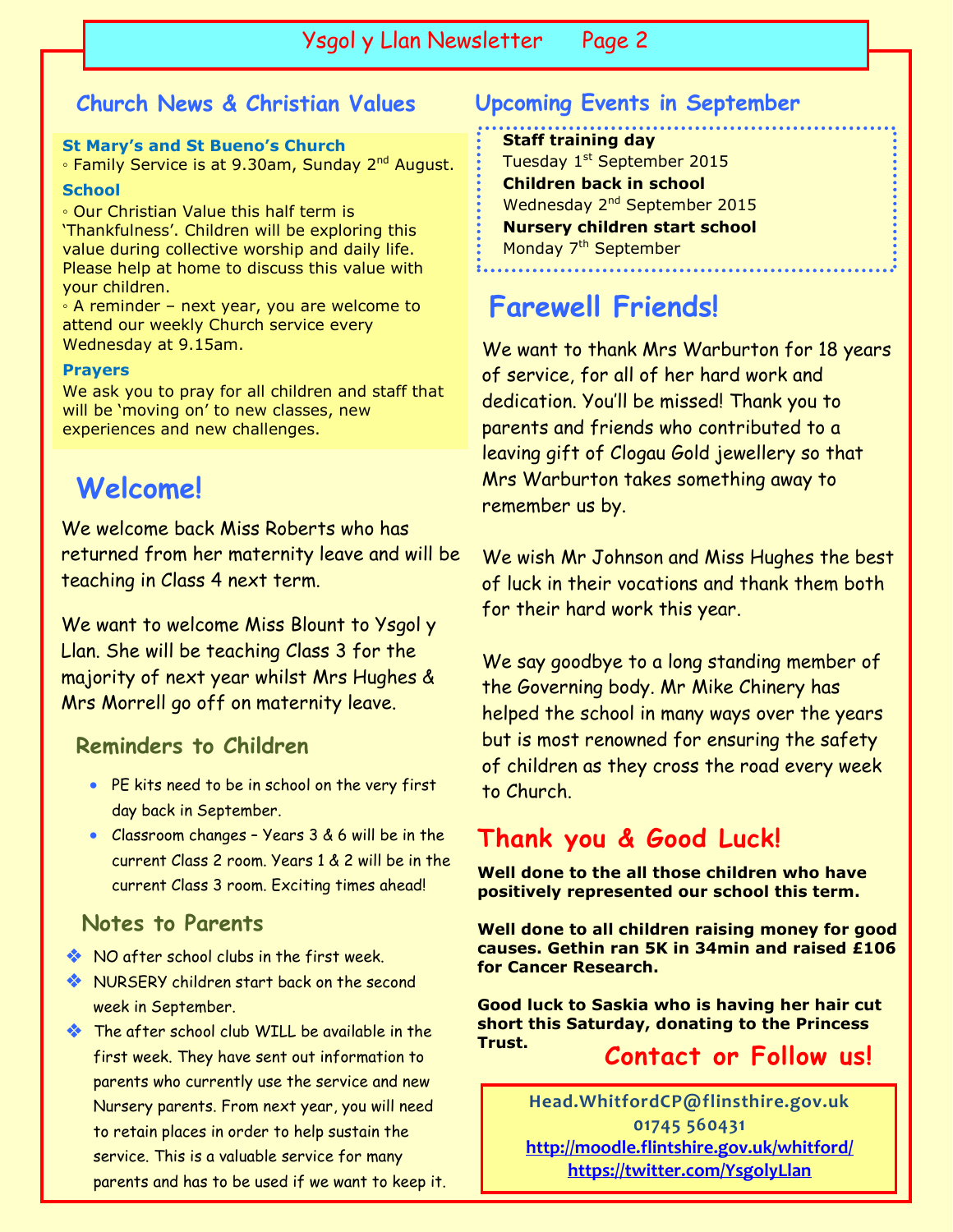## Church News & Christian Values

**St Mary's and St Bueno's Church**

◦ Family Service is at 9.30am, Sunday 2nd August.

**School**

◦ Our Christian Value this half term is 'Thankfulness'. Children will be exploring this value during collective worship and daily life. Please help at home to discuss this value with your children.

◦ A reminder – next year, you are welcome to attend our weekly Church service every Wednesday at 9.15am.

**Prayers**

We ask you to pray for all children and staff that will be 'moving on' to new classes, new experiences and new challenges.

# Welcome!

We welcome back Miss Roberts who has returned from her maternity leave and will be teaching in Class 4 next term.

We want to welcome Miss Blount to Ysgol y Llan. She will be teaching Class 3 for the majority of next year whilst Mrs Hughes & Mrs Morrell go off on maternity leave.

### Reminders to Children

- PE kits need to be in school on the very first day back in September.
- Classroom changes – Years 3 & 6 will be in the current Class 2 room. Years 1 & 2 will be in the current Class 3 room. Exciting times ahead!

### Notes to Parents

- NO after school clubs in the first week.
- NURSERY children start back on the second week in September.
- The after school club WILL be available in the first week. They have sent out information to parents who currently use the service and new Nursery parents. From next year, you will need to retain places in order to help sustain the service. This is a valuable service for many parents and has to be used if we want to keep it.

## Upcoming Events in September

**Staff training day**
Tuesday 1st September 2015

**Children back in school**
Wednesday 2nd September 2015

**Nursery children start school**
Monday 7th September

# Farewell Friends!

We want to thank Mrs Warburton for 18 years of service, for all of her hard work and dedication. You'll be missed! Thank you to parents and friends who contributed to a leaving gift of Clogau Gold jewellery so that Mrs Warburton takes something away to remember us by.

We wish Mr Johnson and Miss Hughes the best of luck in their vocations and thank them both for their hard work this year.

We say goodbye to a long standing member of the Governing body. Mr Mike Chinery has helped the school in many ways over the years but is most renowned for ensuring the safety of children as they cross the road every week to Church.

## Thank you & Good Luck!

**Well done to the all those children who have positively represented our school this term.**

**Well done to all children raising money for good causes. Gethin ran 5K in 34min and raised £106 for Cancer Research.**

**Good luck to Saskia who is having her hair cut short this Saturday, donating to the Princess Trust.**

## Contact or Follow us!

Head.WhitfordCP@flinsthire.gov.uk
01745 560431
http://moodle.flintshire.gov.uk/whitford/
https://twitter.com/YsgolyLlan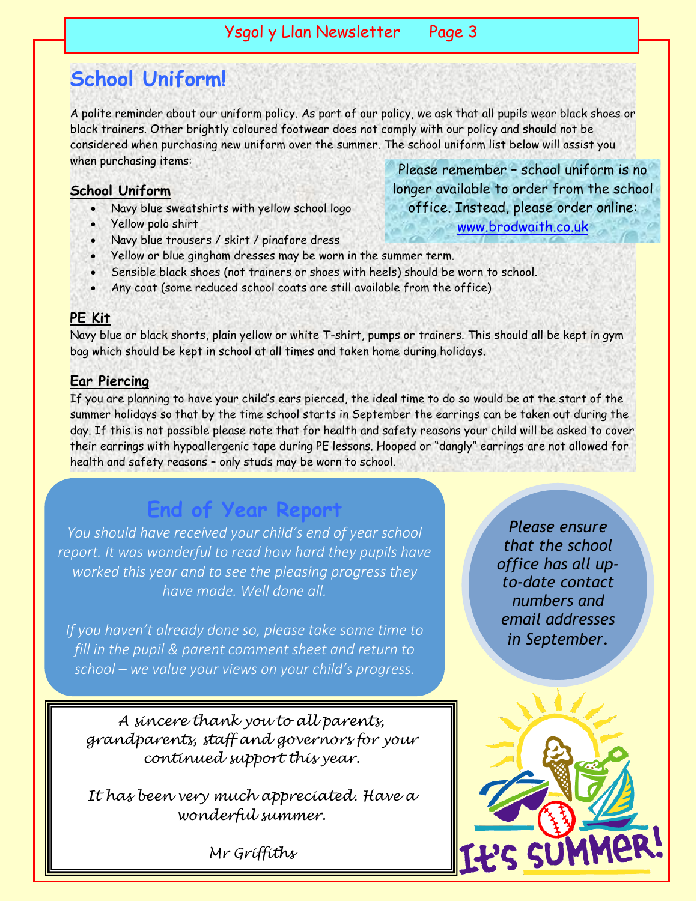## School Uniform!

A polite reminder about our uniform policy. As part of our policy, we ask that all pupils wear black shoes or black trainers. Other brightly coloured footwear does not comply with our policy and should not be considered when purchasing new uniform over the summer. The school uniform list below will assist you when purchasing items:

Please remember – school uniform is no longer available to order from the school office. Instead, please order online: www.brodwaith.co.uk

### School Uniform

- Navy blue sweatshirts with yellow school logo
- Yellow polo shirt
- Navy blue trousers / skirt / pinafore dress
- Yellow or blue gingham dresses may be worn in the summer term.
- Sensible black shoes (not trainers or shoes with heels) should be worn to school.
- Any coat (some reduced school coats are still available from the office)

### PE Kit

Navy blue or black shorts, plain yellow or white T-shirt, pumps or trainers. This should all be kept in gym bag which should be kept in school at all times and taken home during holidays.

### Ear Piercing

If you are planning to have your child's ears pierced, the ideal time to do so would be at the start of the summer holidays so that by the time school starts in September the earrings can be taken out during the day. If this is not possible please note that for health and safety reasons your child will be asked to cover their earrings with hypoallergenic tape during PE lessons. Hooped or "dangly" earrings are not allowed for health and safety reasons – only studs may be worn to school.

## End of Year Report

*You should have received your child's end of year school report. It was wonderful to read how hard they pupils have worked this year and to see the pleasing progress they have made. Well done all.*

*If you haven't already done so, please take some time to fill in the pupil & parent comment sheet and return to school – we value your views on your child's progress.*

*Please ensure that the school office has all up-to-date contact numbers and email addresses in September.*

*A sincere thank you to all parents, grandparents, staff and governors for your continued support this year.*

*It has been very much appreciated. Have a wonderful summer.*

*Mr Griffiths*

It's SUMMER!